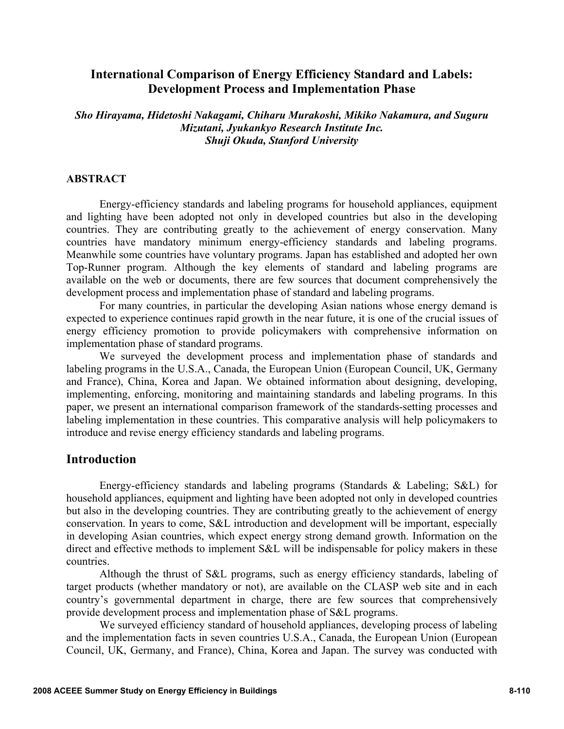# International Comparison of Energy Efficiency Standard and Labels: Development Process and Implementation Phase

***Sho Hirayama, Hidetoshi Nakagami, Chiharu Murakoshi, Mikiko Nakamura, and Suguru Mizutani, Jyukankyo Research Institute Inc.***
***Shuji Okuda, Stanford University***

### ABSTRACT

Energy-efficiency standards and labeling programs for household appliances, equipment and lighting have been adopted not only in developed countries but also in the developing countries. They are contributing greatly to the achievement of energy conservation. Many countries have mandatory minimum energy-efficiency standards and labeling programs. Meanwhile some countries have voluntary programs. Japan has established and adopted her own Top-Runner program. Although the key elements of standard and labeling programs are available on the web or documents, there are few sources that document comprehensively the development process and implementation phase of standard and labeling programs.

For many countries, in particular the developing Asian nations whose energy demand is expected to experience continues rapid growth in the near future, it is one of the crucial issues of energy efficiency promotion to provide policymakers with comprehensive information on implementation phase of standard programs.

We surveyed the development process and implementation phase of standards and labeling programs in the U.S.A., Canada, the European Union (European Council, UK, Germany and France), China, Korea and Japan. We obtained information about designing, developing, implementing, enforcing, monitoring and maintaining standards and labeling programs. In this paper, we present an international comparison framework of the standards-setting processes and labeling implementation in these countries. This comparative analysis will help policymakers to introduce and revise energy efficiency standards and labeling programs.

## Introduction

Energy-efficiency standards and labeling programs (Standards & Labeling; S&L) for household appliances, equipment and lighting have been adopted not only in developed countries but also in the developing countries. They are contributing greatly to the achievement of energy conservation. In years to come, S&L introduction and development will be important, especially in developing Asian countries, which expect energy strong demand growth. Information on the direct and effective methods to implement S&L will be indispensable for policy makers in these countries.

Although the thrust of S&L programs, such as energy efficiency standards, labeling of target products (whether mandatory or not), are available on the CLASP web site and in each country's governmental department in charge, there are few sources that comprehensively provide development process and implementation phase of S&L programs.

We surveyed efficiency standard of household appliances, developing process of labeling and the implementation facts in seven countries U.S.A., Canada, the European Union (European Council, UK, Germany, and France), China, Korea and Japan. The survey was conducted with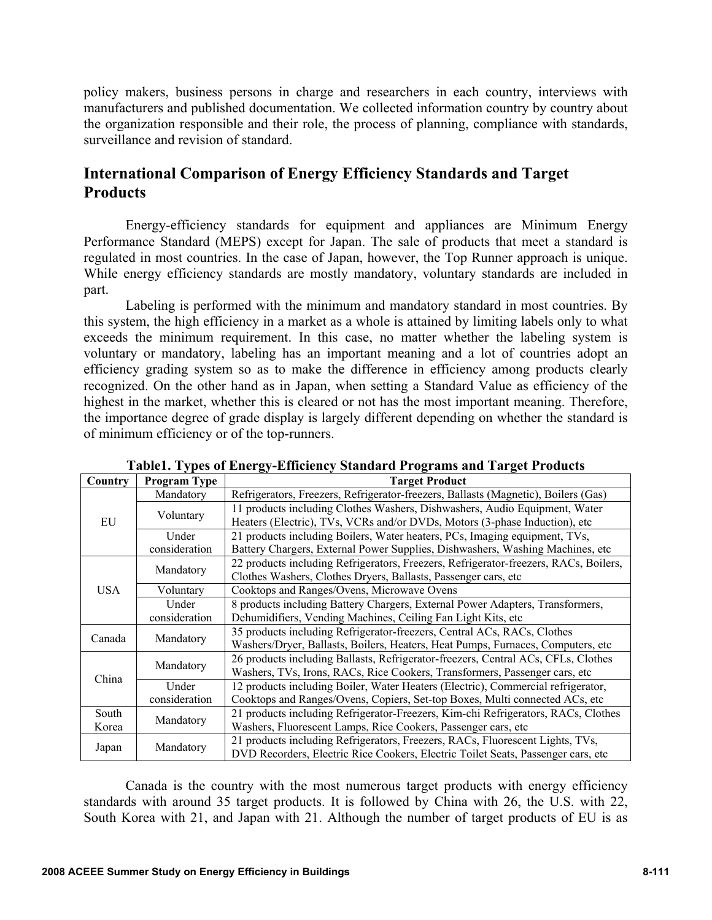policy makers, business persons in charge and researchers in each country, interviews with manufacturers and published documentation. We collected information country by country about the organization responsible and their role, the process of planning, compliance with standards, surveillance and revision of standard.

## International Comparison of Energy Efficiency Standards and Target Products

Energy-efficiency standards for equipment and appliances are Minimum Energy Performance Standard (MEPS) except for Japan. The sale of products that meet a standard is regulated in most countries. In the case of Japan, however, the Top Runner approach is unique. While energy efficiency standards are mostly mandatory, voluntary standards are included in part.

Labeling is performed with the minimum and mandatory standard in most countries. By this system, the high efficiency in a market as a whole is attained by limiting labels only to what exceeds the minimum requirement. In this case, no matter whether the labeling system is voluntary or mandatory, labeling has an important meaning and a lot of countries adopt an efficiency grading system so as to make the difference in efficiency among products clearly recognized. On the other hand as in Japan, when setting a Standard Value as efficiency of the highest in the market, whether this is cleared or not has the most important meaning. Therefore, the importance degree of grade display is largely different depending on whether the standard is of minimum efficiency or of the top-runners.

**Table1. Types of Energy-Efficiency Standard Programs and Target Products**

| Country | Program Type | Target Product |
|---|---|---|
| EU | Mandatory | Refrigerators, Freezers, Refrigerator-freezers, Ballasts (Magnetic), Boilers (Gas) |
| | Voluntary | 11 products including Clothes Washers, Dishwashers, Audio Equipment, Water Heaters (Electric), TVs, VCRs and/or DVDs, Motors (3-phase Induction), etc |
| | Under consideration | 21 products including Boilers, Water heaters, PCs, Imaging equipment, TVs, Battery Chargers, External Power Supplies, Dishwashers, Washing Machines, etc |
| USA | Mandatory | 22 products including Refrigerators, Freezers, Refrigerator-freezers, RACs, Boilers, Clothes Washers, Clothes Dryers, Ballasts, Passenger cars, etc |
| | Voluntary | Cooktops and Ranges/Ovens, Microwave Ovens |
| | Under consideration | 8 products including Battery Chargers, External Power Adapters, Transformers, Dehumidifiers, Vending Machines, Ceiling Fan Light Kits, etc |
| Canada | Mandatory | 35 products including Refrigerator-freezers, Central ACs, RACs, Clothes Washers/Dryer, Ballasts, Boilers, Heaters, Heat Pumps, Furnaces, Computers, etc |
| China | Mandatory | 26 products including Ballasts, Refrigerator-freezers, Central ACs, CFLs, Clothes Washers, TVs, Irons, RACs, Rice Cookers, Transformers, Passenger cars, etc |
| | Under consideration | 12 products including Boiler, Water Heaters (Electric), Commercial refrigerator, Cooktops and Ranges/Ovens, Copiers, Set-top Boxes, Multi connected ACs, etc |
| South Korea | Mandatory | 21 products including Refrigerator-Freezers, Kim-chi Refrigerators, RACs, Clothes Washers, Fluorescent Lamps, Rice Cookers, Passenger cars, etc |
| Japan | Mandatory | 21 products including Refrigerators, Freezers, RACs, Fluorescent Lights, TVs, DVD Recorders, Electric Rice Cookers, Electric Toilet Seats, Passenger cars, etc |

Canada is the country with the most numerous target products with energy efficiency standards with around 35 target products. It is followed by China with 26, the U.S. with 22, South Korea with 21, and Japan with 21. Although the number of target products of EU is as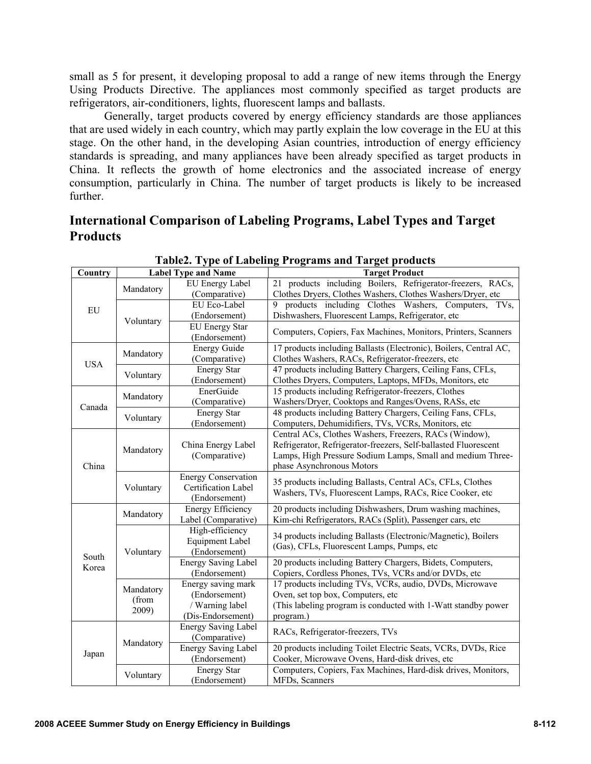small as 5 for present, it developing proposal to add a range of new items through the Energy Using Products Directive. The appliances most commonly specified as target products are refrigerators, air-conditioners, lights, fluorescent lamps and ballasts.

Generally, target products covered by energy efficiency standards are those appliances that are used widely in each country, which may partly explain the low coverage in the EU at this stage. On the other hand, in the developing Asian countries, introduction of energy efficiency standards is spreading, and many appliances have been already specified as target products in China. It reflects the growth of home electronics and the associated increase of energy consumption, particularly in China. The number of target products is likely to be increased further.

## International Comparison of Labeling Programs, Label Types and Target Products

**Table2. Type of Labeling Programs and Target products**

| Country | Label Type and Name | | Target Product |
|---|---|---|---|
| EU | Mandatory | EU Energy Label (Comparative) | 21 products including Boilers, Refrigerator-freezers, RACs, Clothes Dryers, Clothes Washers, Clothes Washers/Dryer, etc |
| | Voluntary | EU Eco-Label (Endorsement) | 9 products including Clothes Washers, Computers, TVs, Dishwashers, Fluorescent Lamps, Refrigerator, etc |
| | | EU Energy Star (Endorsement) | Computers, Copiers, Fax Machines, Monitors, Printers, Scanners |
| USA | Mandatory | Energy Guide (Comparative) | 17 products including Ballasts (Electronic), Boilers, Central AC, Clothes Washers, RACs, Refrigerator-freezers, etc |
| | Voluntary | Energy Star (Endorsement) | 47 products including Battery Chargers, Ceiling Fans, CFLs, Clothes Dryers, Computers, Laptops, MFDs, Monitors, etc |
| Canada | Mandatory | EnerGuide (Comparative) | 15 products including Refrigerator-freezers, Clothes Washers/Dryer, Cooktops and Ranges/Ovens, RASs, etc |
| | Voluntary | Energy Star (Endorsement) | 48 products including Battery Chargers, Ceiling Fans, CFLs, Computers, Dehumidifiers, TVs, VCRs, Monitors, etc |
| China | Mandatory | China Energy Label (Comparative) | Central ACs, Clothes Washers, Freezers, RACs (Window), Refrigerator, Refrigerator-freezers, Self-ballasted Fluorescent Lamps, High Pressure Sodium Lamps, Small and medium Three-phase Asynchronous Motors |
| | Voluntary | Energy Conservation Certification Label (Endorsement) | 35 products including Ballasts, Central ACs, CFLs, Clothes Washers, TVs, Fluorescent Lamps, RACs, Rice Cooker, etc |
| South Korea | Mandatory | Energy Efficiency Label (Comparative) | 20 products including Dishwashers, Drum washing machines, Kim-chi Refrigerators, RACs (Split), Passenger cars, etc |
| | Voluntary | High-efficiency Equipment Label (Endorsement) | 34 products including Ballasts (Electronic/Magnetic), Boilers (Gas), CFLs, Fluorescent Lamps, Pumps, etc |
| | | Energy Saving Label (Endorsement) | 20 products including Battery Chargers, Bidets, Computers, Copiers, Cordless Phones, TVs, VCRs and/or DVDs, etc |
| | Mandatory (from 2009) | Energy saving mark (Endorsement) / Warning label (Dis-Endorsement) | 17 products including TVs, VCRs, audio, DVDs, Microwave Oven, set top box, Computers, etc (This labeling program is conducted with 1-Watt standby power program.) |
| Japan | Mandatory | Energy Saving Label (Comparative) | RACs, Refrigerator-freezers, TVs |
| | | Energy Saving Label (Endorsement) | 20 products including Toilet Electric Seats, VCRs, DVDs, Rice Cooker, Microwave Ovens, Hard-disk drives, etc |
| | Voluntary | Energy Star (Endorsement) | Computers, Copiers, Fax Machines, Hard-disk drives, Monitors, MFDs, Scanners |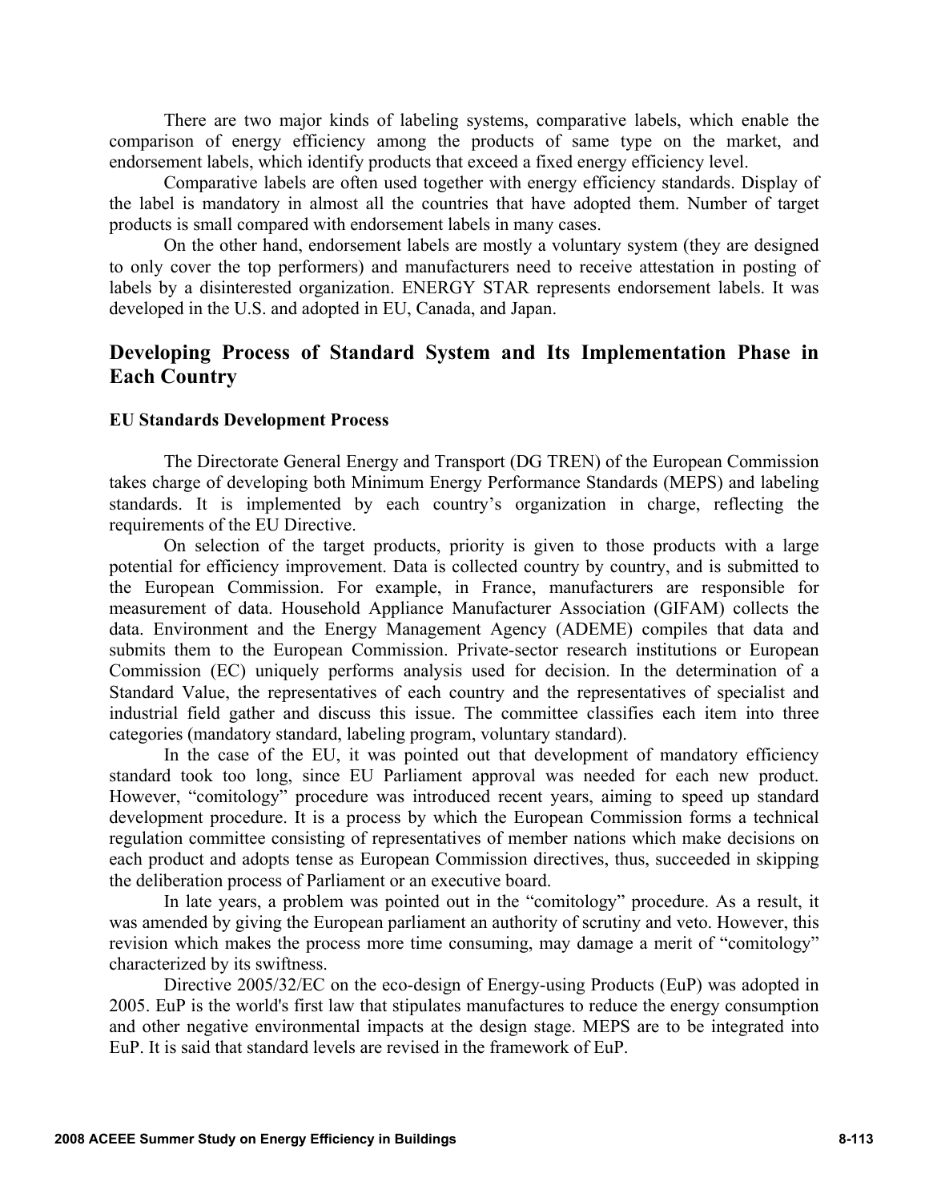There are two major kinds of labeling systems, comparative labels, which enable the comparison of energy efficiency among the products of same type on the market, and endorsement labels, which identify products that exceed a fixed energy efficiency level.

Comparative labels are often used together with energy efficiency standards. Display of the label is mandatory in almost all the countries that have adopted them. Number of target products is small compared with endorsement labels in many cases.

On the other hand, endorsement labels are mostly a voluntary system (they are designed to only cover the top performers) and manufacturers need to receive attestation in posting of labels by a disinterested organization. ENERGY STAR represents endorsement labels. It was developed in the U.S. and adopted in EU, Canada, and Japan.

## Developing Process of Standard System and Its Implementation Phase in Each Country

### EU Standards Development Process

The Directorate General Energy and Transport (DG TREN) of the European Commission takes charge of developing both Minimum Energy Performance Standards (MEPS) and labeling standards. It is implemented by each country's organization in charge, reflecting the requirements of the EU Directive.

On selection of the target products, priority is given to those products with a large potential for efficiency improvement. Data is collected country by country, and is submitted to the European Commission. For example, in France, manufacturers are responsible for measurement of data. Household Appliance Manufacturer Association (GIFAM) collects the data. Environment and the Energy Management Agency (ADEME) compiles that data and submits them to the European Commission. Private-sector research institutions or European Commission (EC) uniquely performs analysis used for decision. In the determination of a Standard Value, the representatives of each country and the representatives of specialist and industrial field gather and discuss this issue. The committee classifies each item into three categories (mandatory standard, labeling program, voluntary standard).

In the case of the EU, it was pointed out that development of mandatory efficiency standard took too long, since EU Parliament approval was needed for each new product. However, "comitology" procedure was introduced recent years, aiming to speed up standard development procedure. It is a process by which the European Commission forms a technical regulation committee consisting of representatives of member nations which make decisions on each product and adopts tense as European Commission directives, thus, succeeded in skipping the deliberation process of Parliament or an executive board.

In late years, a problem was pointed out in the "comitology" procedure. As a result, it was amended by giving the European parliament an authority of scrutiny and veto. However, this revision which makes the process more time consuming, may damage a merit of "comitology" characterized by its swiftness.

Directive 2005/32/EC on the eco-design of Energy-using Products (EuP) was adopted in 2005. EuP is the world's first law that stipulates manufactures to reduce the energy consumption and other negative environmental impacts at the design stage. MEPS are to be integrated into EuP. It is said that standard levels are revised in the framework of EuP.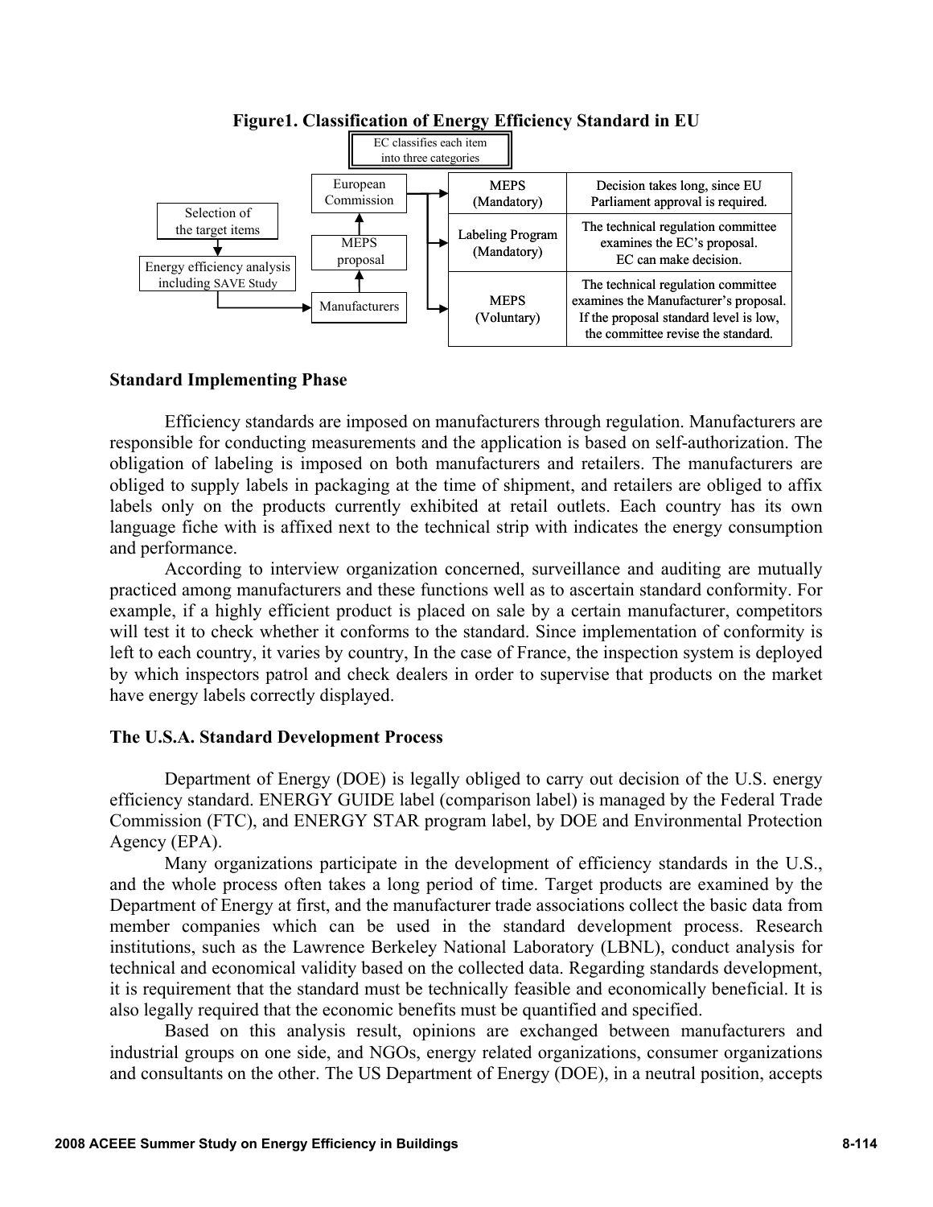**Figure1. Classification of Energy Efficiency Standard in EU**

EC classifies each item into three categories

Selection of the target items

Energy efficiency analysis including SAVE Study

European Commission

MEPS proposal

Manufacturers

MEPS (Mandatory) — Decision takes long, since EU Parliament approval is required.

Labeling Program (Mandatory) — The technical regulation committee examines the EC's proposal. EC can make decision.

MEPS (Voluntary) — The technical regulation committee examines the Manufacturer's proposal. If the proposal standard level is low, the committee revise the standard.

### Standard Implementing Phase

Efficiency standards are imposed on manufacturers through regulation. Manufacturers are responsible for conducting measurements and the application is based on self-authorization. The obligation of labeling is imposed on both manufacturers and retailers. The manufacturers are obliged to supply labels in packaging at the time of shipment, and retailers are obliged to affix labels only on the products currently exhibited at retail outlets. Each country has its own language fiche with is affixed next to the technical strip with indicates the energy consumption and performance.

According to interview organization concerned, surveillance and auditing are mutually practiced among manufacturers and these functions well as to ascertain standard conformity. For example, if a highly efficient product is placed on sale by a certain manufacturer, competitors will test it to check whether it conforms to the standard. Since implementation of conformity is left to each country, it varies by country, In the case of France, the inspection system is deployed by which inspectors patrol and check dealers in order to supervise that products on the market have energy labels correctly displayed.

### The U.S.A. Standard Development Process

Department of Energy (DOE) is legally obliged to carry out decision of the U.S. energy efficiency standard. ENERGY GUIDE label (comparison label) is managed by the Federal Trade Commission (FTC), and ENERGY STAR program label, by DOE and Environmental Protection Agency (EPA).

Many organizations participate in the development of efficiency standards in the U.S., and the whole process often takes a long period of time. Target products are examined by the Department of Energy at first, and the manufacturer trade associations collect the basic data from member companies which can be used in the standard development process. Research institutions, such as the Lawrence Berkeley National Laboratory (LBNL), conduct analysis for technical and economical validity based on the collected data. Regarding standards development, it is requirement that the standard must be technically feasible and economically beneficial. It is also legally required that the economic benefits must be quantified and specified.

Based on this analysis result, opinions are exchanged between manufacturers and industrial groups on one side, and NGOs, energy related organizations, consumer organizations and consultants on the other. The US Department of Energy (DOE), in a neutral position, accepts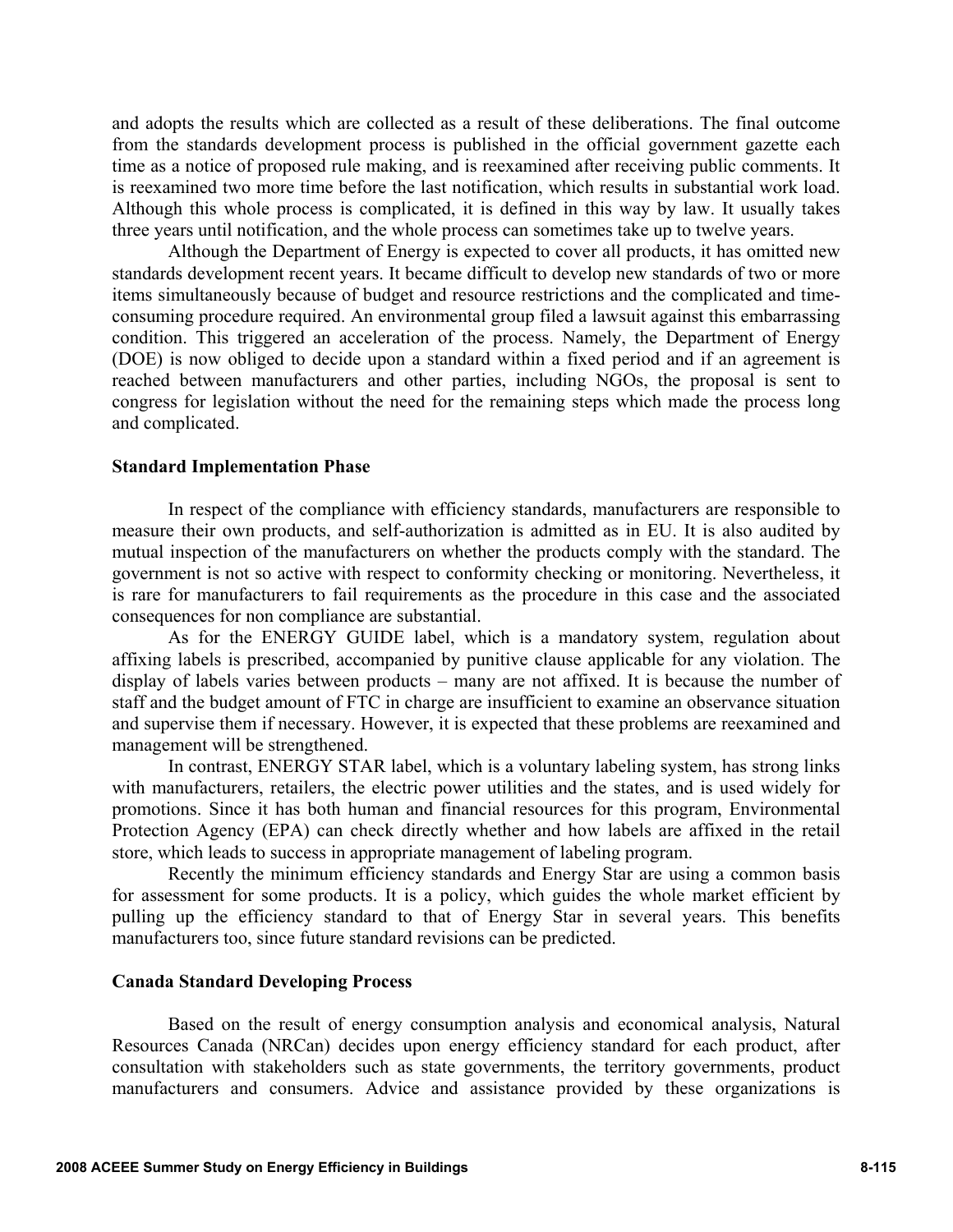and adopts the results which are collected as a result of these deliberations. The final outcome from the standards development process is published in the official government gazette each time as a notice of proposed rule making, and is reexamined after receiving public comments. It is reexamined two more time before the last notification, which results in substantial work load. Although this whole process is complicated, it is defined in this way by law. It usually takes three years until notification, and the whole process can sometimes take up to twelve years.

Although the Department of Energy is expected to cover all products, it has omitted new standards development recent years. It became difficult to develop new standards of two or more items simultaneously because of budget and resource restrictions and the complicated and time-consuming procedure required. An environmental group filed a lawsuit against this embarrassing condition. This triggered an acceleration of the process. Namely, the Department of Energy (DOE) is now obliged to decide upon a standard within a fixed period and if an agreement is reached between manufacturers and other parties, including NGOs, the proposal is sent to congress for legislation without the need for the remaining steps which made the process long and complicated.

### Standard Implementation Phase

In respect of the compliance with efficiency standards, manufacturers are responsible to measure their own products, and self-authorization is admitted as in EU. It is also audited by mutual inspection of the manufacturers on whether the products comply with the standard. The government is not so active with respect to conformity checking or monitoring. Nevertheless, it is rare for manufacturers to fail requirements as the procedure in this case and the associated consequences for non compliance are substantial.

As for the ENERGY GUIDE label, which is a mandatory system, regulation about affixing labels is prescribed, accompanied by punitive clause applicable for any violation. The display of labels varies between products – many are not affixed. It is because the number of staff and the budget amount of FTC in charge are insufficient to examine an observance situation and supervise them if necessary. However, it is expected that these problems are reexamined and management will be strengthened.

In contrast, ENERGY STAR label, which is a voluntary labeling system, has strong links with manufacturers, retailers, the electric power utilities and the states, and is used widely for promotions. Since it has both human and financial resources for this program, Environmental Protection Agency (EPA) can check directly whether and how labels are affixed in the retail store, which leads to success in appropriate management of labeling program.

Recently the minimum efficiency standards and Energy Star are using a common basis for assessment for some products. It is a policy, which guides the whole market efficient by pulling up the efficiency standard to that of Energy Star in several years. This benefits manufacturers too, since future standard revisions can be predicted.

### Canada Standard Developing Process

Based on the result of energy consumption analysis and economical analysis, Natural Resources Canada (NRCan) decides upon energy efficiency standard for each product, after consultation with stakeholders such as state governments, the territory governments, product manufacturers and consumers. Advice and assistance provided by these organizations is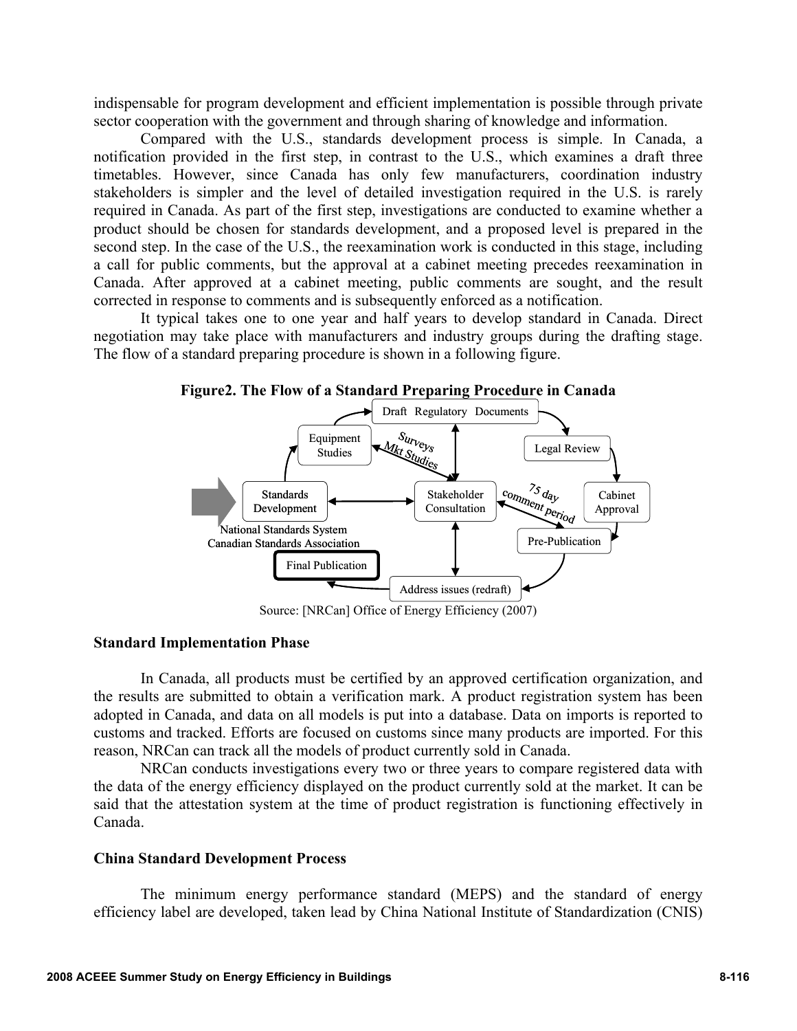indispensable for program development and efficient implementation is possible through private sector cooperation with the government and through sharing of knowledge and information.

Compared with the U.S., standards development process is simple. In Canada, a notification provided in the first step, in contrast to the U.S., which examines a draft three timetables. However, since Canada has only few manufacturers, coordination industry stakeholders is simpler and the level of detailed investigation required in the U.S. is rarely required in Canada. As part of the first step, investigations are conducted to examine whether a product should be chosen for standards development, and a proposed level is prepared in the second step. In the case of the U.S., the reexamination work is conducted in this stage, including a call for public comments, but the approval at a cabinet meeting precedes reexamination in Canada. After approved at a cabinet meeting, public comments are sought, and the result corrected in response to comments and is subsequently enforced as a notification.

It typical takes one to one year and half years to develop standard in Canada. Direct negotiation may take place with manufacturers and industry groups during the drafting stage. The flow of a standard preparing procedure is shown in a following figure.

**Figure2. The Flow of a Standard Preparing Procedure in Canada**

Draft Regulatory Documents

Equipment Studies

Surveys Mkt Studies

Legal Review

Standards Development

Stakeholder Consultation

75 day comment period

Cabinet Approval

National Standards System
Canadian Standards Association

Pre-Publication

Final Publication

Address issues (redraft)

Source: [NRCan] Office of Energy Efficiency (2007)

### Standard Implementation Phase

In Canada, all products must be certified by an approved certification organization, and the results are submitted to obtain a verification mark. A product registration system has been adopted in Canada, and data on all models is put into a database. Data on imports is reported to customs and tracked. Efforts are focused on customs since many products are imported. For this reason, NRCan can track all the models of product currently sold in Canada.

NRCan conducts investigations every two or three years to compare registered data with the data of the energy efficiency displayed on the product currently sold at the market. It can be said that the attestation system at the time of product registration is functioning effectively in Canada.

### China Standard Development Process

The minimum energy performance standard (MEPS) and the standard of energy efficiency label are developed, taken lead by China National Institute of Standardization (CNIS)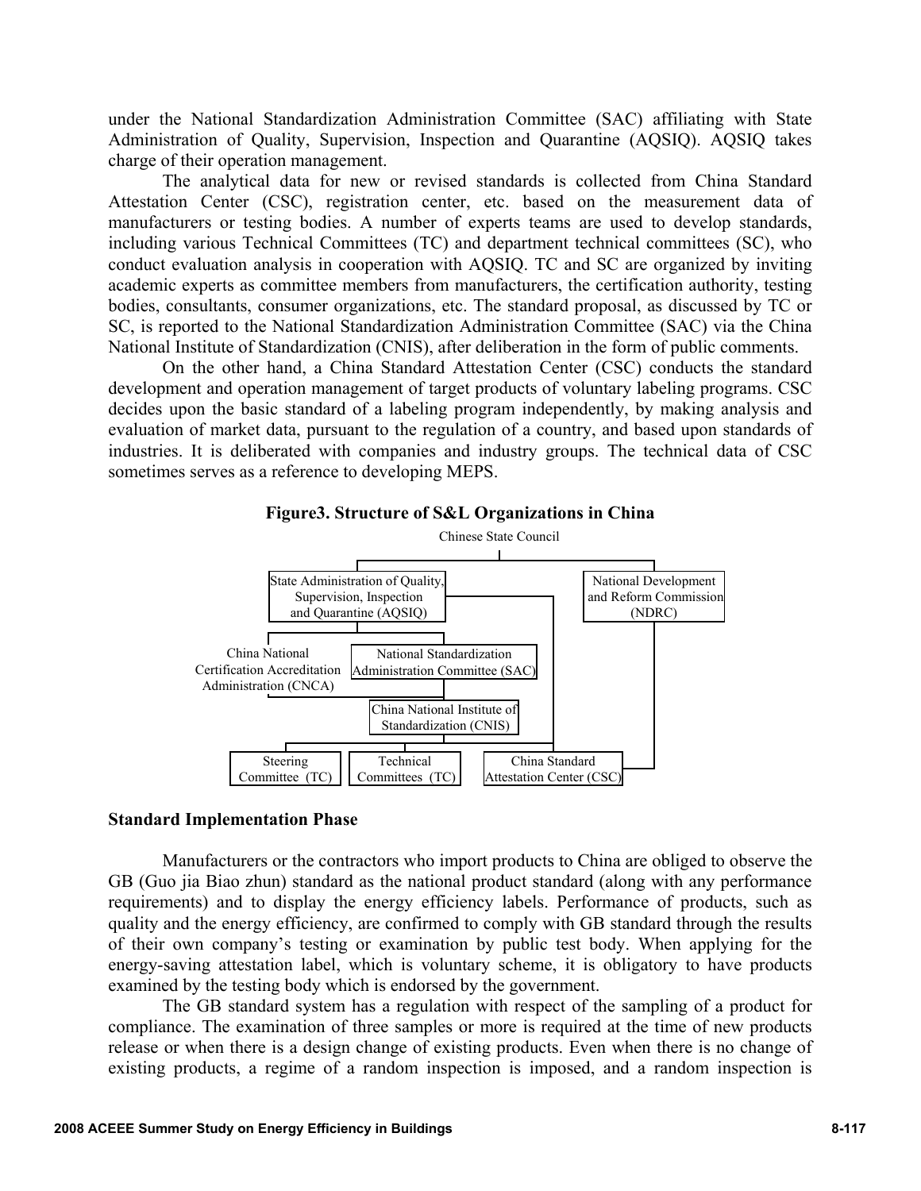under the National Standardization Administration Committee (SAC) affiliating with State Administration of Quality, Supervision, Inspection and Quarantine (AQSIQ). AQSIQ takes charge of their operation management.

The analytical data for new or revised standards is collected from China Standard Attestation Center (CSC), registration center, etc. based on the measurement data of manufacturers or testing bodies. A number of experts teams are used to develop standards, including various Technical Committees (TC) and department technical committees (SC), who conduct evaluation analysis in cooperation with AQSIQ. TC and SC are organized by inviting academic experts as committee members from manufacturers, the certification authority, testing bodies, consultants, consumer organizations, etc. The standard proposal, as discussed by TC or SC, is reported to the National Standardization Administration Committee (SAC) via the China National Institute of Standardization (CNIS), after deliberation in the form of public comments.

On the other hand, a China Standard Attestation Center (CSC) conducts the standard development and operation management of target products of voluntary labeling programs. CSC decides upon the basic standard of a labeling program independently, by making analysis and evaluation of market data, pursuant to the regulation of a country, and based upon standards of industries. It is deliberated with companies and industry groups. The technical data of CSC sometimes serves as a reference to developing MEPS.

**Figure3. Structure of S&L Organizations in China**

Chinese State Council

State Administration of Quality, Supervision, Inspection and Quarantine (AQSIQ)

National Development and Reform Commission (NDRC)

China National Certification Accreditation Administration (CNCA)

National Standardization Administration Committee (SAC)

China National Institute of Standardization (CNIS)

Steering Committee (TC)

Technical Committees (TC)

China Standard Attestation Center (CSC)

### Standard Implementation Phase

Manufacturers or the contractors who import products to China are obliged to observe the GB (Guo jia Biao zhun) standard as the national product standard (along with any performance requirements) and to display the energy efficiency labels. Performance of products, such as quality and the energy efficiency, are confirmed to comply with GB standard through the results of their own company's testing or examination by public test body. When applying for the energy-saving attestation label, which is voluntary scheme, it is obligatory to have products examined by the testing body which is endorsed by the government.

The GB standard system has a regulation with respect of the sampling of a product for compliance. The examination of three samples or more is required at the time of new products release or when there is a design change of existing products. Even when there is no change of existing products, a regime of a random inspection is imposed, and a random inspection is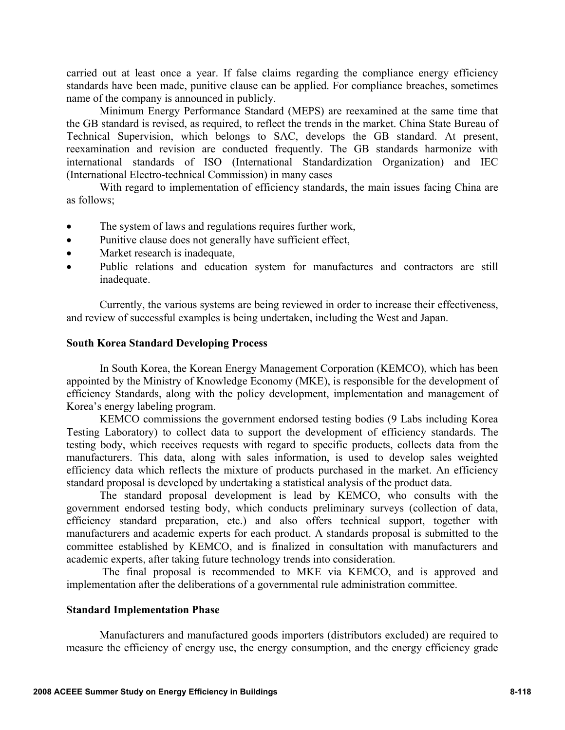carried out at least once a year. If false claims regarding the compliance energy efficiency standards have been made, punitive clause can be applied. For compliance breaches, sometimes name of the company is announced in publicly.

Minimum Energy Performance Standard (MEPS) are reexamined at the same time that the GB standard is revised, as required, to reflect the trends in the market. China State Bureau of Technical Supervision, which belongs to SAC, develops the GB standard. At present, reexamination and revision are conducted frequently. The GB standards harmonize with international standards of ISO (International Standardization Organization) and IEC (International Electro-technical Commission) in many cases

With regard to implementation of efficiency standards, the main issues facing China are as follows;

- The system of laws and regulations requires further work,
- Punitive clause does not generally have sufficient effect,
- Market research is inadequate,
- Public relations and education system for manufactures and contractors are still inadequate.

Currently, the various systems are being reviewed in order to increase their effectiveness, and review of successful examples is being undertaken, including the West and Japan.

**South Korea Standard Developing Process**

In South Korea, the Korean Energy Management Corporation (KEMCO), which has been appointed by the Ministry of Knowledge Economy (MKE), is responsible for the development of efficiency Standards, along with the policy development, implementation and management of Korea's energy labeling program.

KEMCO commissions the government endorsed testing bodies (9 Labs including Korea Testing Laboratory) to collect data to support the development of efficiency standards. The testing body, which receives requests with regard to specific products, collects data from the manufacturers. This data, along with sales information, is used to develop sales weighted efficiency data which reflects the mixture of products purchased in the market. An efficiency standard proposal is developed by undertaking a statistical analysis of the product data.

The standard proposal development is lead by KEMCO, who consults with the government endorsed testing body, which conducts preliminary surveys (collection of data, efficiency standard preparation, etc.) and also offers technical support, together with manufacturers and academic experts for each product. A standards proposal is submitted to the committee established by KEMCO, and is finalized in consultation with manufacturers and academic experts, after taking future technology trends into consideration.

The final proposal is recommended to MKE via KEMCO, and is approved and implementation after the deliberations of a governmental rule administration committee.

**Standard Implementation Phase**

Manufacturers and manufactured goods importers (distributors excluded) are required to measure the efficiency of energy use, the energy consumption, and the energy efficiency grade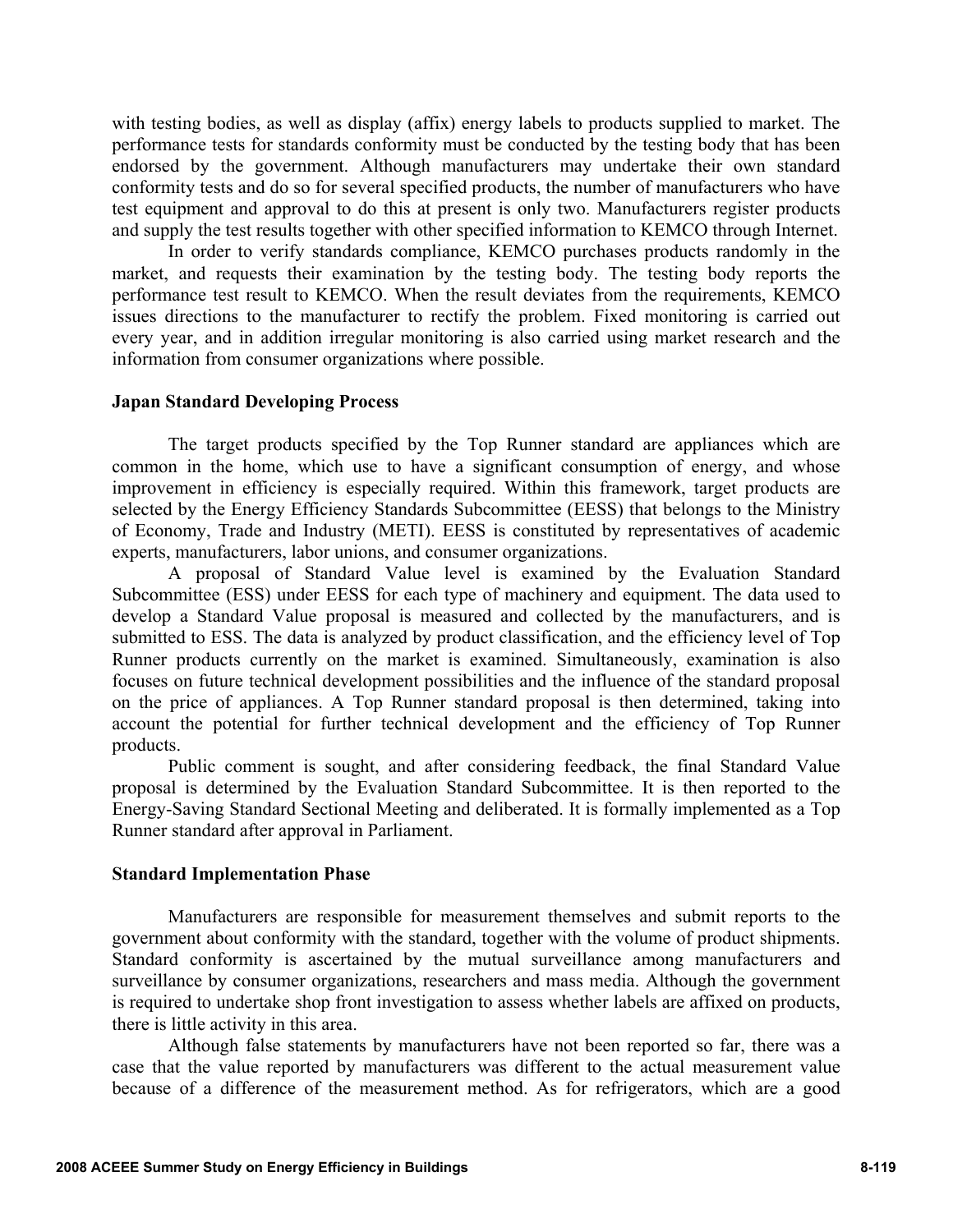with testing bodies, as well as display (affix) energy labels to products supplied to market. The performance tests for standards conformity must be conducted by the testing body that has been endorsed by the government. Although manufacturers may undertake their own standard conformity tests and do so for several specified products, the number of manufacturers who have test equipment and approval to do this at present is only two. Manufacturers register products and supply the test results together with other specified information to KEMCO through Internet.

In order to verify standards compliance, KEMCO purchases products randomly in the market, and requests their examination by the testing body. The testing body reports the performance test result to KEMCO. When the result deviates from the requirements, KEMCO issues directions to the manufacturer to rectify the problem. Fixed monitoring is carried out every year, and in addition irregular monitoring is also carried using market research and the information from consumer organizations where possible.

### Japan Standard Developing Process

The target products specified by the Top Runner standard are appliances which are common in the home, which use to have a significant consumption of energy, and whose improvement in efficiency is especially required. Within this framework, target products are selected by the Energy Efficiency Standards Subcommittee (EESS) that belongs to the Ministry of Economy, Trade and Industry (METI). EESS is constituted by representatives of academic experts, manufacturers, labor unions, and consumer organizations.

A proposal of Standard Value level is examined by the Evaluation Standard Subcommittee (ESS) under EESS for each type of machinery and equipment. The data used to develop a Standard Value proposal is measured and collected by the manufacturers, and is submitted to ESS. The data is analyzed by product classification, and the efficiency level of Top Runner products currently on the market is examined. Simultaneously, examination is also focuses on future technical development possibilities and the influence of the standard proposal on the price of appliances. A Top Runner standard proposal is then determined, taking into account the potential for further technical development and the efficiency of Top Runner products.

Public comment is sought, and after considering feedback, the final Standard Value proposal is determined by the Evaluation Standard Subcommittee. It is then reported to the Energy-Saving Standard Sectional Meeting and deliberated. It is formally implemented as a Top Runner standard after approval in Parliament.

### Standard Implementation Phase

Manufacturers are responsible for measurement themselves and submit reports to the government about conformity with the standard, together with the volume of product shipments. Standard conformity is ascertained by the mutual surveillance among manufacturers and surveillance by consumer organizations, researchers and mass media. Although the government is required to undertake shop front investigation to assess whether labels are affixed on products, there is little activity in this area.

Although false statements by manufacturers have not been reported so far, there was a case that the value reported by manufacturers was different to the actual measurement value because of a difference of the measurement method. As for refrigerators, which are a good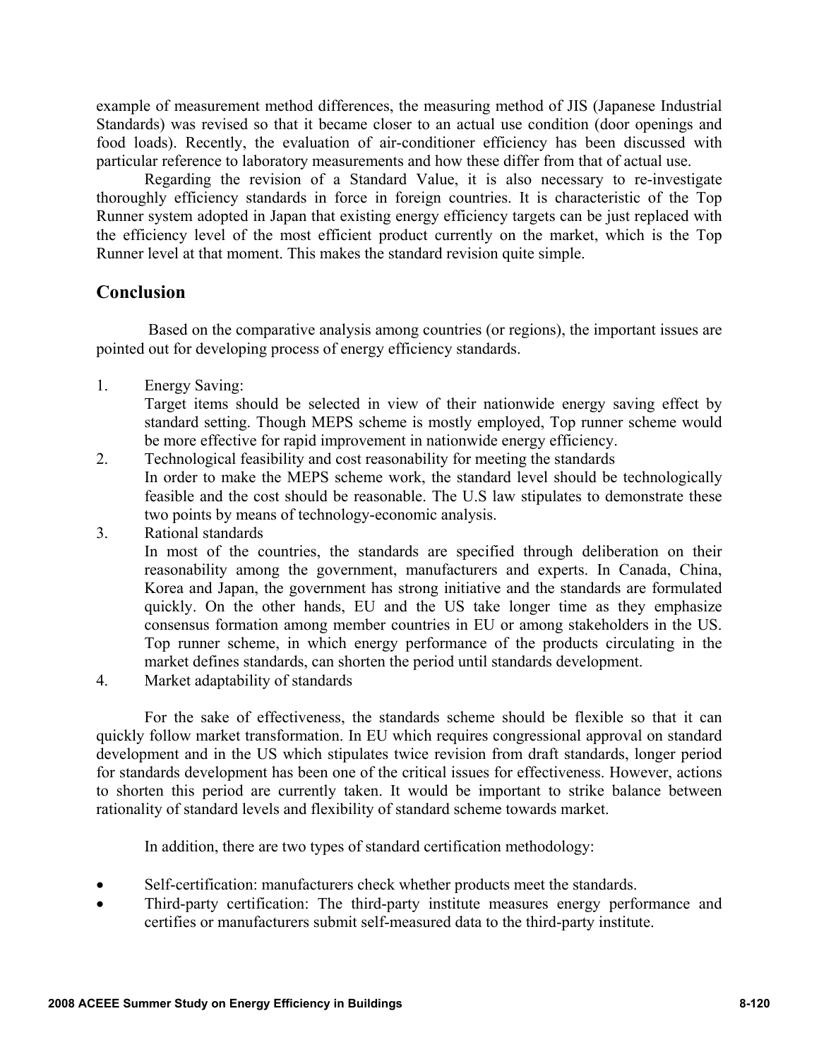example of measurement method differences, the measuring method of JIS (Japanese Industrial Standards) was revised so that it became closer to an actual use condition (door openings and food loads). Recently, the evaluation of air-conditioner efficiency has been discussed with particular reference to laboratory measurements and how these differ from that of actual use.

Regarding the revision of a Standard Value, it is also necessary to re-investigate thoroughly efficiency standards in force in foreign countries. It is characteristic of the Top Runner system adopted in Japan that existing energy efficiency targets can be just replaced with the efficiency level of the most efficient product currently on the market, which is the Top Runner level at that moment. This makes the standard revision quite simple.

## Conclusion

Based on the comparative analysis among countries (or regions), the important issues are pointed out for developing process of energy efficiency standards.

1. Energy Saving:
   Target items should be selected in view of their nationwide energy saving effect by standard setting. Though MEPS scheme is mostly employed, Top runner scheme would be more effective for rapid improvement in nationwide energy efficiency.
2. Technological feasibility and cost reasonability for meeting the standards
   In order to make the MEPS scheme work, the standard level should be technologically feasible and the cost should be reasonable. The U.S law stipulates to demonstrate these two points by means of technology-economic analysis.
3. Rational standards
   In most of the countries, the standards are specified through deliberation on their reasonability among the government, manufacturers and experts. In Canada, China, Korea and Japan, the government has strong initiative and the standards are formulated quickly. On the other hands, EU and the US take longer time as they emphasize consensus formation among member countries in EU or among stakeholders in the US. Top runner scheme, in which energy performance of the products circulating in the market defines standards, can shorten the period until standards development.
4. Market adaptability of standards

For the sake of effectiveness, the standards scheme should be flexible so that it can quickly follow market transformation. In EU which requires congressional approval on standard development and in the US which stipulates twice revision from draft standards, longer period for standards development has been one of the critical issues for effectiveness. However, actions to shorten this period are currently taken. It would be important to strike balance between rationality of standard levels and flexibility of standard scheme towards market.

In addition, there are two types of standard certification methodology:

- Self-certification: manufacturers check whether products meet the standards.
- Third-party certification: The third-party institute measures energy performance and certifies or manufacturers submit self-measured data to the third-party institute.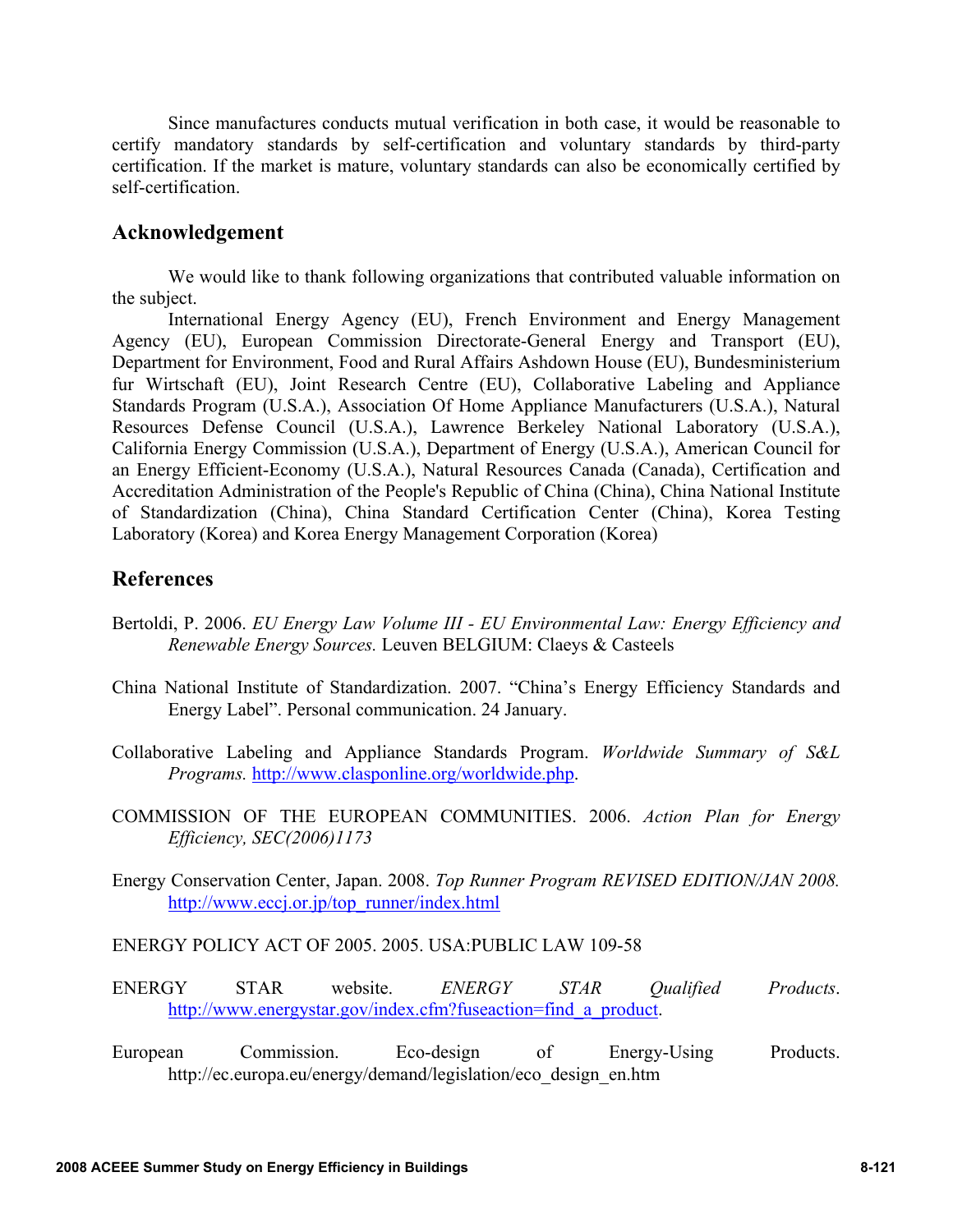Since manufactures conducts mutual verification in both case, it would be reasonable to certify mandatory standards by self-certification and voluntary standards by third-party certification. If the market is mature, voluntary standards can also be economically certified by self-certification.

## Acknowledgement

We would like to thank following organizations that contributed valuable information on the subject.

International Energy Agency (EU), French Environment and Energy Management Agency (EU), European Commission Directorate-General Energy and Transport (EU), Department for Environment, Food and Rural Affairs Ashdown House (EU), Bundesministerium fur Wirtschaft (EU), Joint Research Centre (EU), Collaborative Labeling and Appliance Standards Program (U.S.A.), Association Of Home Appliance Manufacturers (U.S.A.), Natural Resources Defense Council (U.S.A.), Lawrence Berkeley National Laboratory (U.S.A.), California Energy Commission (U.S.A.), Department of Energy (U.S.A.), American Council for an Energy Efficient-Economy (U.S.A.), Natural Resources Canada (Canada), Certification and Accreditation Administration of the People's Republic of China (China), China National Institute of Standardization (China), China Standard Certification Center (China), Korea Testing Laboratory (Korea) and Korea Energy Management Corporation (Korea)

## References

Bertoldi, P. 2006. *EU Energy Law Volume III - EU Environmental Law: Energy Efficiency and Renewable Energy Sources.* Leuven BELGIUM: Claeys & Casteels

China National Institute of Standardization. 2007. "China's Energy Efficiency Standards and Energy Label". Personal communication. 24 January.

Collaborative Labeling and Appliance Standards Program. *Worldwide Summary of S&L Programs.* http://www.clasponline.org/worldwide.php.

COMMISSION OF THE EUROPEAN COMMUNITIES. 2006. *Action Plan for Energy Efficiency, SEC(2006)1173*

Energy Conservation Center, Japan. 2008. *Top Runner Program REVISED EDITION/JAN 2008.* http://www.eccj.or.jp/top_runner/index.html

ENERGY POLICY ACT OF 2005. 2005. USA:PUBLIC LAW 109-58

ENERGY STAR website. *ENERGY STAR Qualified Products*. http://www.energystar.gov/index.cfm?fuseaction=find_a_product.

European Commission. Eco-design of Energy-Using Products. http://ec.europa.eu/energy/demand/legislation/eco_design_en.htm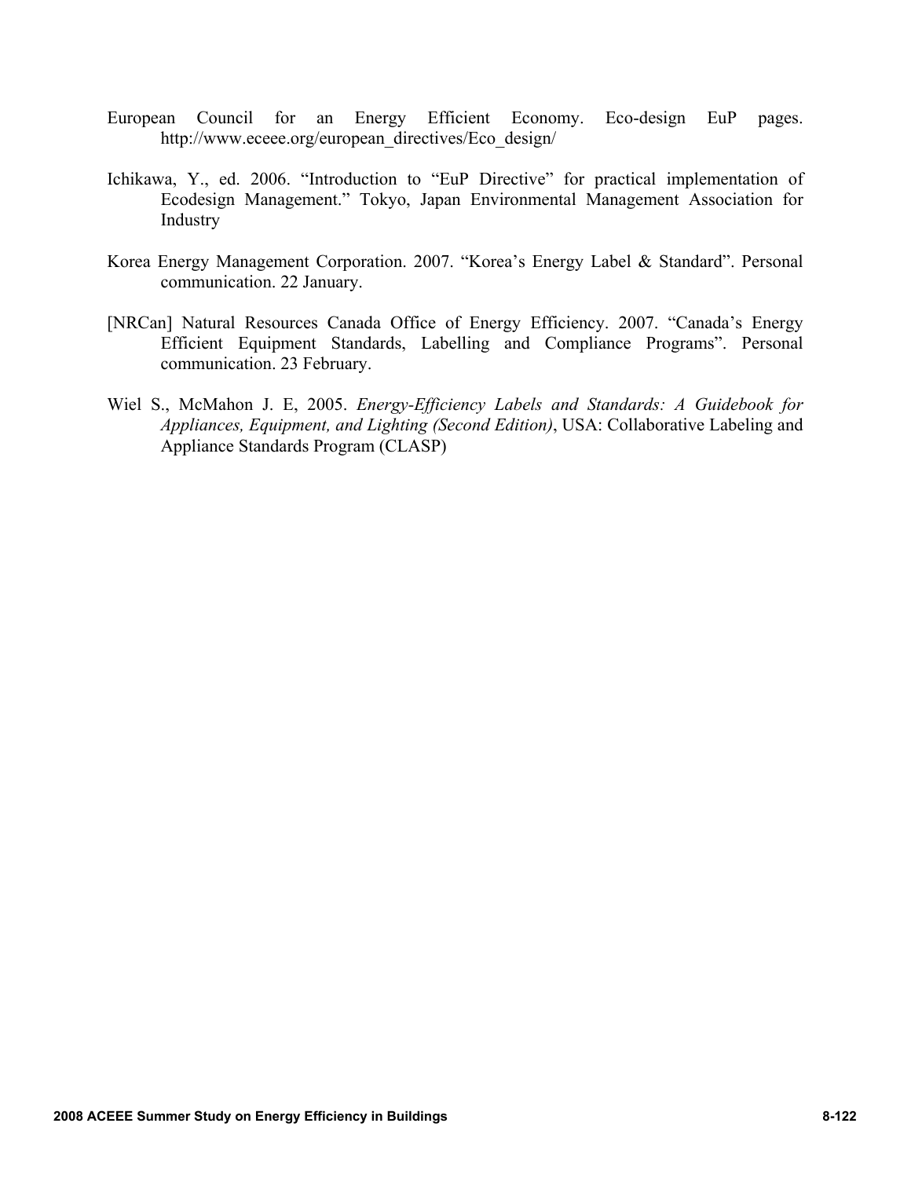European Council for an Energy Efficient Economy. Eco-design EuP pages. http://www.eceee.org/european_directives/Eco_design/

Ichikawa, Y., ed. 2006. "Introduction to "EuP Directive" for practical implementation of Ecodesign Management." Tokyo, Japan Environmental Management Association for Industry

Korea Energy Management Corporation. 2007. "Korea's Energy Label & Standard". Personal communication. 22 January.

[NRCan] Natural Resources Canada Office of Energy Efficiency. 2007. "Canada's Energy Efficient Equipment Standards, Labelling and Compliance Programs". Personal communication. 23 February.

Wiel S., McMahon J. E, 2005. *Energy-Efficiency Labels and Standards: A Guidebook for Appliances, Equipment, and Lighting (Second Edition)*, USA: Collaborative Labeling and Appliance Standards Program (CLASP)